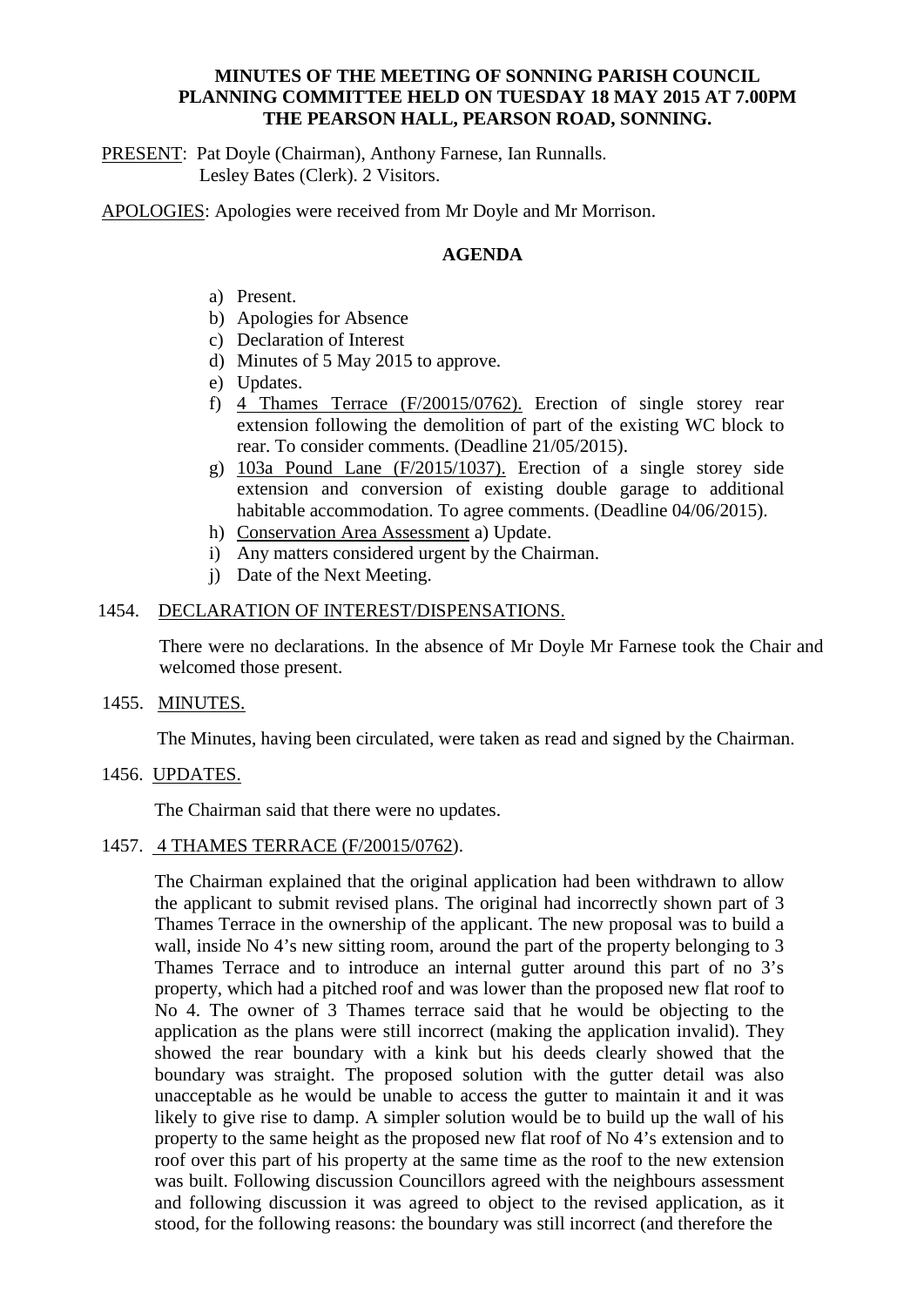**MINUTES OF THE MEETING OF SONNING PARISH COUNCIL PLANNING COMMITTEE HELD ON TUESDAY 18 MAY 2015 AT 7.00PM THE PEARSON HALL, PEARSON ROAD, SONNING.**

PRESENT: Pat Doyle (Chairman), Anthony Farnese, Ian Runnalls.
Lesley Bates (Clerk). 2 Visitors.

APOLOGIES: Apologies were received from Mr Doyle and Mr Morrison.

## AGENDA

a) Present.
b) Apologies for Absence
c) Declaration of Interest
d) Minutes of 5 May 2015 to approve.
e) Updates.
f) 4 Thames Terrace (F/20015/0762). Erection of single storey rear extension following the demolition of part of the existing WC block to rear. To consider comments. (Deadline 21/05/2015).
g) 103a Pound Lane (F/2015/1037). Erection of a single storey side extension and conversion of existing double garage to additional habitable accommodation. To agree comments. (Deadline 04/06/2015).
h) Conservation Area Assessment a) Update.
i) Any matters considered urgent by the Chairman.
j) Date of the Next Meeting.

1454. DECLARATION OF INTEREST/DISPENSATIONS.

There were no declarations. In the absence of Mr Doyle Mr Farnese took the Chair and welcomed those present.

1455. MINUTES.

The Minutes, having been circulated, were taken as read and signed by the Chairman.

1456. UPDATES.

The Chairman said that there were no updates.

1457. 4 THAMES TERRACE (F/20015/0762).

The Chairman explained that the original application had been withdrawn to allow the applicant to submit revised plans. The original had incorrectly shown part of 3 Thames Terrace in the ownership of the applicant. The new proposal was to build a wall, inside No 4's new sitting room, around the part of the property belonging to 3 Thames Terrace and to introduce an internal gutter around this part of no 3's property, which had a pitched roof and was lower than the proposed new flat roof to No 4. The owner of 3 Thames terrace said that he would be objecting to the application as the plans were still incorrect (making the application invalid). They showed the rear boundary with a kink but his deeds clearly showed that the boundary was straight. The proposed solution with the gutter detail was also unacceptable as he would be unable to access the gutter to maintain it and it was likely to give rise to damp. A simpler solution would be to build up the wall of his property to the same height as the proposed new flat roof of No 4's extension and to roof over this part of his property at the same time as the roof to the new extension was built. Following discussion Councillors agreed with the neighbours assessment and following discussion it was agreed to object to the revised application, as it stood, for the following reasons: the boundary was still incorrect (and therefore the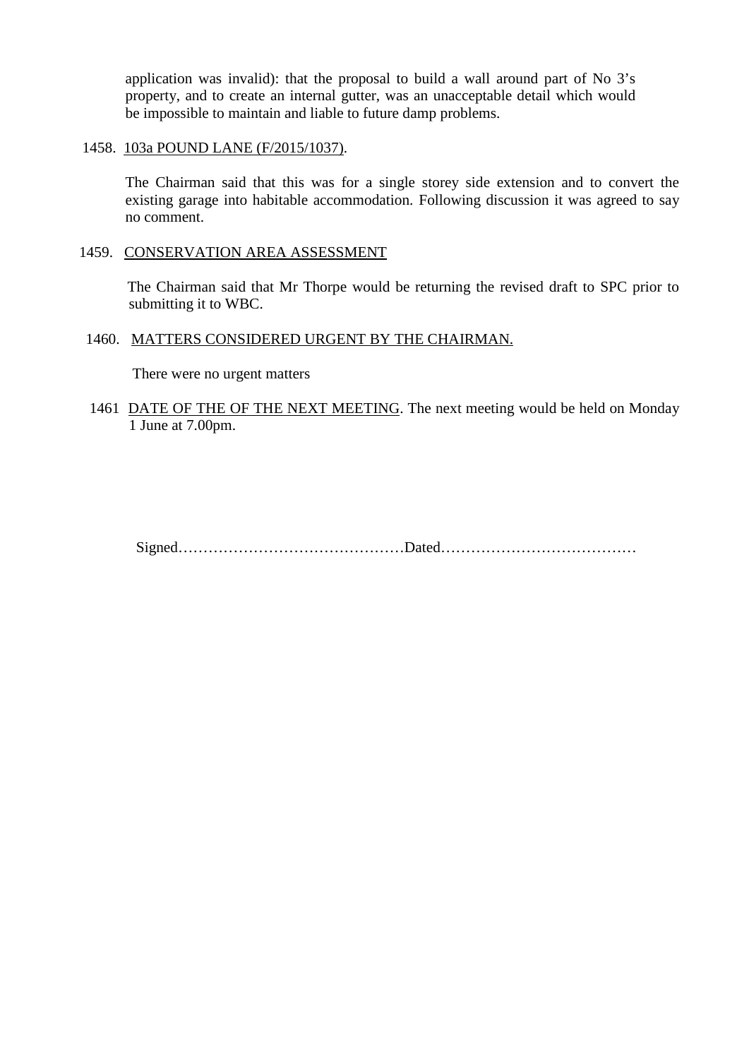application was invalid): that the proposal to build a wall around part of No 3's property, and to create an internal gutter, was an unacceptable detail which would be impossible to maintain and liable to future damp problems.

1458. 103a POUND LANE (F/2015/1037).

The Chairman said that this was for a single storey side extension and to convert the existing garage into habitable accommodation. Following discussion it was agreed to say no comment.

1459. CONSERVATION AREA ASSESSMENT

The Chairman said that Mr Thorpe would be returning the revised draft to SPC prior to submitting it to WBC.

1460. MATTERS CONSIDERED URGENT BY THE CHAIRMAN.

There were no urgent matters

1461 DATE OF THE OF THE NEXT MEETING. The next meeting would be held on Monday 1 June at 7.00pm.

Signed………………………………………Dated…………………………………